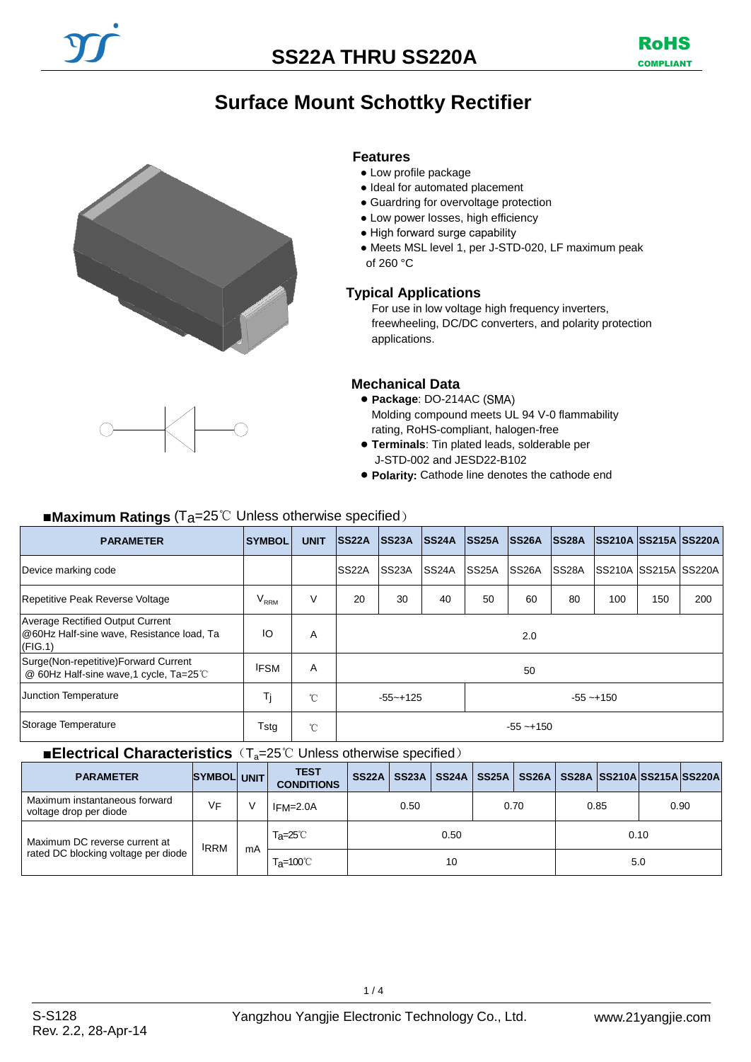# SS22A THRU SS220A

RoHS COMPLIANT

## Surface Mount Schottky Rectifier

### Features

- Low profile package
- Ideal for automated placement
- Guardring for overvoltage protection
- Low power losses, high efficiency
- High forward surge capability
- Meets MSL level 1, per J-STD-020, LF maximum peak of 260 °C

### Typical Applications

For use in low voltage high frequency inverters, freewheeling, DC/DC converters, and polarity protection applications.

### Mechanical Data

- **Package**: DO-214AC (SMA)  
  Molding compound meets UL 94 V-0 flammability rating, RoHS-compliant, halogen-free
- **Terminals**: Tin plated leads, solderable per J-STD-002 and JESD22-B102
- **Polarity:** Cathode line denotes the cathode end

### ■Maximum Ratings ($T_a$=25℃ Unless otherwise specified)

| PARAMETER | SYMBOL | UNIT | SS22A | SS23A | SS24A | SS25A | SS26A | SS28A | SS210A | SS215A | SS220A |
|---|---|---|---|---|---|---|---|---|---|---|---|
| Device marking code | | | SS22A | SS23A | SS24A | SS25A | SS26A | SS28A | SS210A | SS215A | SS220A |
| Repetitive Peak Reverse Voltage | $V_{RRM}$ | V | 20 | 30 | 40 | 50 | 60 | 80 | 100 | 150 | 200 |
| Average Rectified Output Current @60Hz Half-sine wave, Resistance load, Ta (FIG.1) | IO | A | 2.0 | | | | | | | | |
| Surge(Non-repetitive)Forward Current @ 60Hz Half-sine wave,1 cycle, Ta=25℃ | IFSM | A | 50 | | | | | | | | |
| Junction Temperature | $T_j$ | ℃ | -55~+125 | | | -55 ~+150 | | | | | |
| Storage Temperature | Tstg | ℃ | -55 ~+150 | | | | | | | | |

### ■Electrical Characteristics ($T_a$=25℃ Unless otherwise specified)

| PARAMETER | SYMBOL | UNIT | TEST CONDITIONS | SS22A | SS23A | SS24A | SS25A | SS26A | SS28A | SS210A | SS215A | SS220A |
|---|---|---|---|---|---|---|---|---|---|---|---|---|
| Maximum instantaneous forward voltage drop per diode | $V_F$ | V | $I_{FM}$=2.0A | 0.50 | | | 0.70 | | 0.85 | | 0.90 | |
| Maximum DC reverse current at rated DC blocking voltage per diode | $I_{RRM}$ | mA | $T_a$=25℃ | 0.50 | | | | | 0.10 | | | |
| | | | $T_a$=100℃ | 10 | | | | | 5.0 | | | |

S-S128  
Rev. 2.2, 28-Apr-14

Yangzhou Yangjie Electronic Technology Co., Ltd.

www.21yangjie.com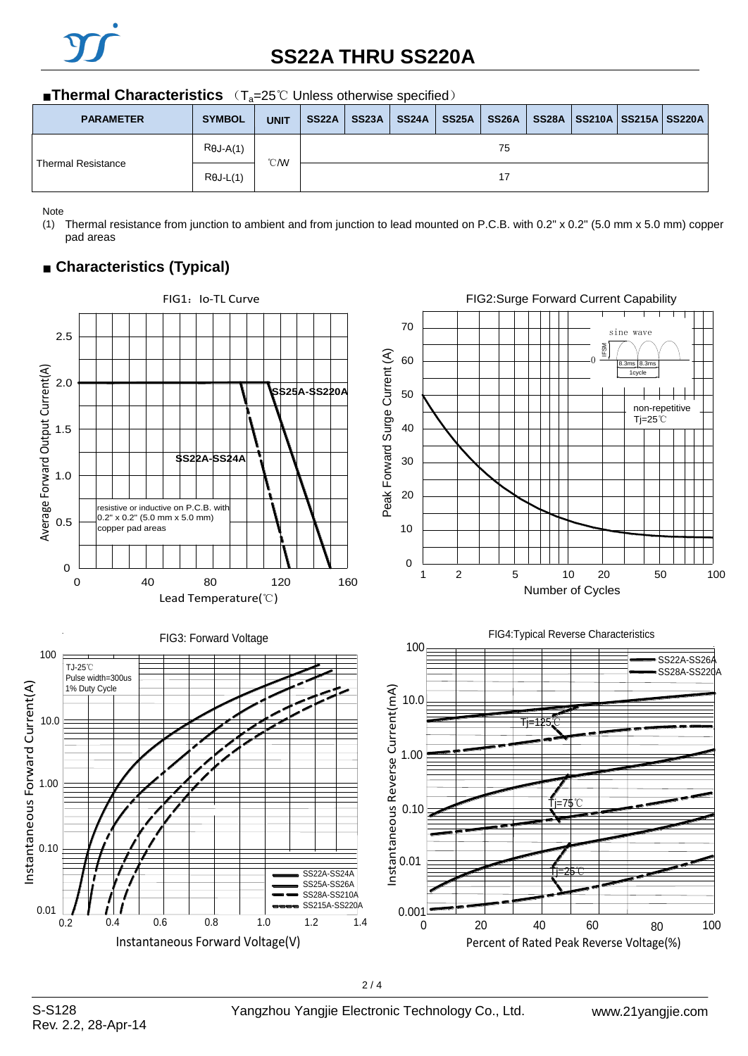## ■Thermal Characteristics （$T_a$=25℃ Unless otherwise specified）

| PARAMETER | SYMBOL | UNIT | SS22A | SS23A | SS24A | SS25A | SS26A | SS28A | SS210A | SS215A | SS220A |
|---|---|---|---|---|---|---|---|---|---|---|---|
| Thermal Resistance | RθJ-A(1) | ℃/W | 75 | | | | | | | | |
| | RθJ-L(1) | | 17 | | | | | | | | |

Note

(1) Thermal resistance from junction to ambient and from junction to lead mounted on P.C.B. with 0.2" x 0.2" (5.0 mm x 5.0 mm) copper pad areas

## ■ Characteristics (Typical)

FIG1：Io-TL Curve

FIG2:Surge Forward Current Capability

FIG3: Forward Voltage

FIG4:Typical Reverse Characteristics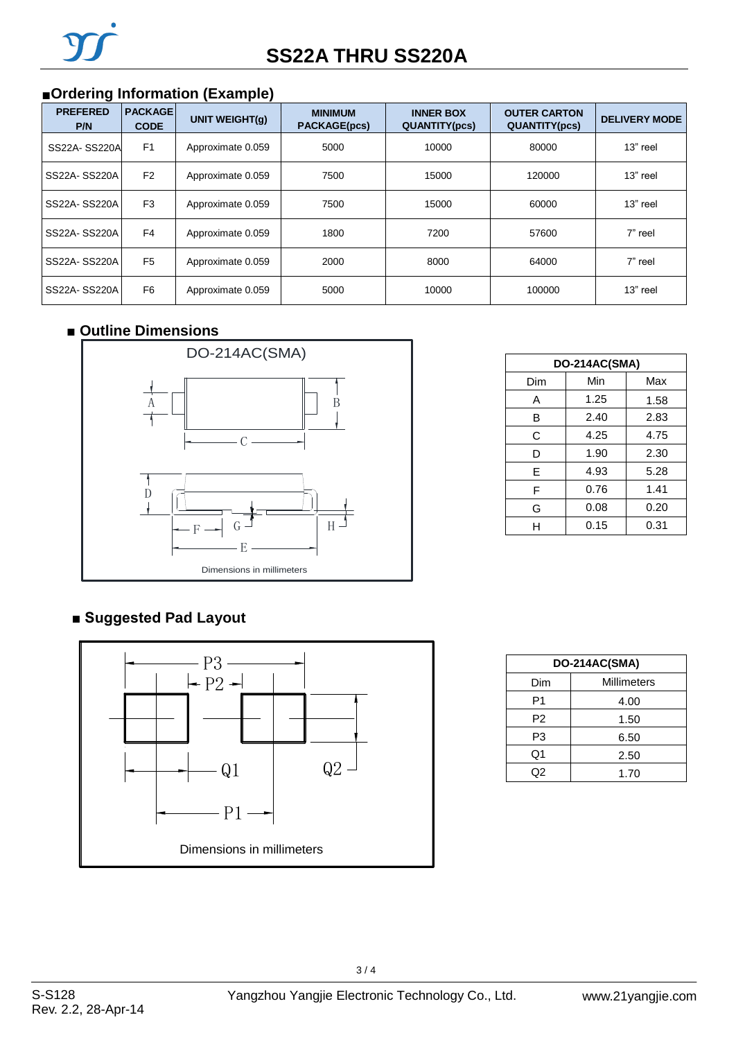# SS22A THRU SS220A

## ■Ordering Information (Example)

| PREFERED P/N | PACKAGE CODE | UNIT WEIGHT(g) | MINIMUM PACKAGE(pcs) | INNER BOX QUANTITY(pcs) | OUTER CARTON QUANTITY(pcs) | DELIVERY MODE |
|---|---|---|---|---|---|---|
| SS22A- SS220A | F1 | Approximate 0.059 | 5000 | 10000 | 80000 | 13" reel |
| SS22A- SS220A | F2 | Approximate 0.059 | 7500 | 15000 | 120000 | 13" reel |
| SS22A- SS220A | F3 | Approximate 0.059 | 7500 | 15000 | 60000 | 13" reel |
| SS22A- SS220A | F4 | Approximate 0.059 | 1800 | 7200 | 57600 | 7" reel |
| SS22A- SS220A | F5 | Approximate 0.059 | 2000 | 8000 | 64000 | 7" reel |
| SS22A- SS220A | F6 | Approximate 0.059 | 5000 | 10000 | 100000 | 13" reel |

## ■ Outline Dimensions

DO-214AC(SMA)

Dimensions in millimeters

| DO-214AC(SMA) | | |
|---|---|---|
| Dim | Min | Max |
| A | 1.25 | 1.58 |
| B | 2.40 | 2.83 |
| C | 4.25 | 4.75 |
| D | 1.90 | 2.30 |
| E | 4.93 | 5.28 |
| F | 0.76 | 1.41 |
| G | 0.08 | 0.20 |
| H | 0.15 | 0.31 |

## ■ Suggested Pad Layout

Dimensions in millimeters

| DO-214AC(SMA) | |
|---|---|
| Dim | Millimeters |
| P1 | 4.00 |
| P2 | 1.50 |
| P3 | 6.50 |
| Q1 | 2.50 |
| Q2 | 1.70 |

S-S128
Rev. 2.2, 28-Apr-14

Yangzhou Yangjie Electronic Technology Co., Ltd.

www.21yangjie.com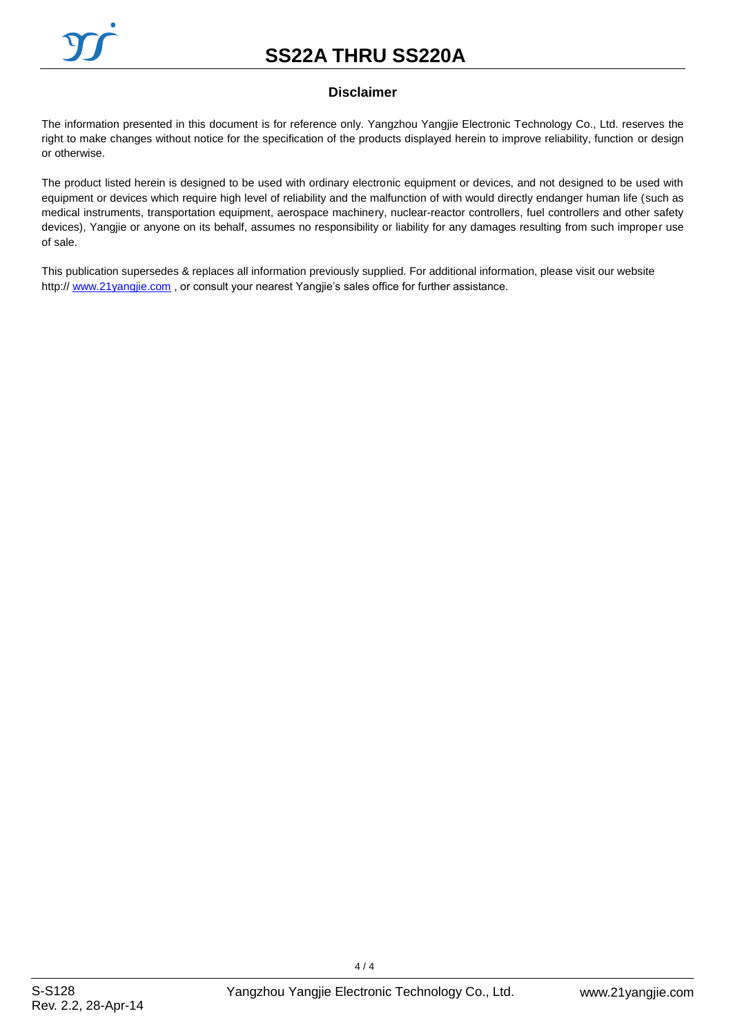## Disclaimer

The information presented in this document is for reference only. Yangzhou Yangjie Electronic Technology Co., Ltd. reserves the right to make changes without notice for the specification of the products displayed herein to improve reliability, function or design or otherwise.

The product listed herein is designed to be used with ordinary electronic equipment or devices, and not designed to be used with equipment or devices which require high level of reliability and the malfunction of with would directly endanger human life (such as medical instruments, transportation equipment, aerospace machinery, nuclear-reactor controllers, fuel controllers and other safety devices), Yangjie or anyone on its behalf, assumes no responsibility or liability for any damages resulting from such improper use of sale.

This publication supersedes & replaces all information previously supplied. For additional information, please visit our website http:// www.21yangjie.com , or consult your nearest Yangjie's sales office for further assistance.